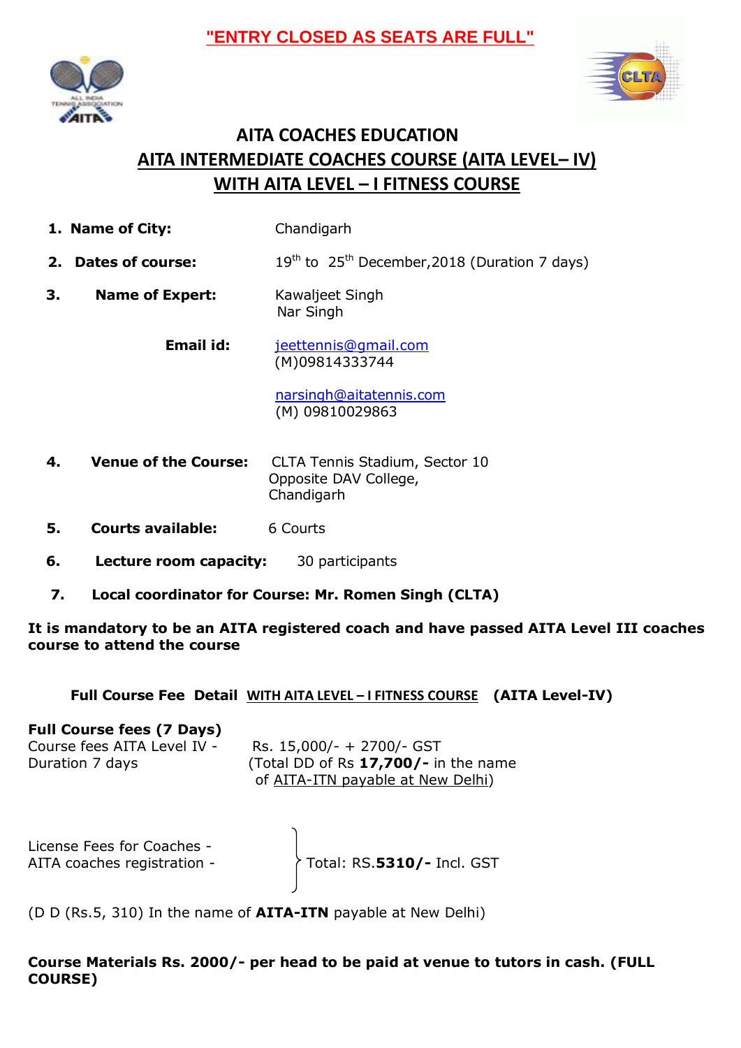**"ENTRY CLOSED AS SEATS ARE FULL"**

# AITA COACHES EDUCATION

## AITA INTERMEDIATE COACHES COURSE (AITA LEVEL– IV)

## WITH AITA LEVEL – I FITNESS COURSE

1. **Name of City:** Chandigarh
2. **Dates of course:** 19th to 25th December,2018 (Duration 7 days)
3. **Name of Expert:** Kawaljeet Singh
   Nar Singh

   **Email id:** jeettennis@gmail.com
   (M)09814333744

   narsingh@aitatennis.com
   (M) 09810029863

4. **Venue of the Course:** CLTA Tennis Stadium, Sector 10
   Opposite DAV College,
   Chandigarh
5. **Courts available:** 6 Courts
6. **Lecture room capacity:** 30 participants
7. **Local coordinator for Course: Mr. Romen Singh (CLTA)**

**It is mandatory to be an AITA registered coach and have passed AITA Level III coaches course to attend the course**

**Full Course Fee Detail** **WITH AITA LEVEL – I FITNESS COURSE** **(AITA Level-IV)**

**Full Course fees (7 Days)**

Course fees AITA Level IV - Duration 7 days — Rs. 15,000/- + 2700/- GST (Total DD of Rs **17,700/-** in the name of AITA-ITN payable at New Delhi)

License Fees for Coaches -
AITA coaches registration -
} Total: RS.**5310/-** Incl. GST

(D D (Rs.5, 310) In the name of **AITA-ITN** payable at New Delhi)

**Course Materials Rs. 2000/- per head to be paid at venue to tutors in cash. (FULL COURSE)**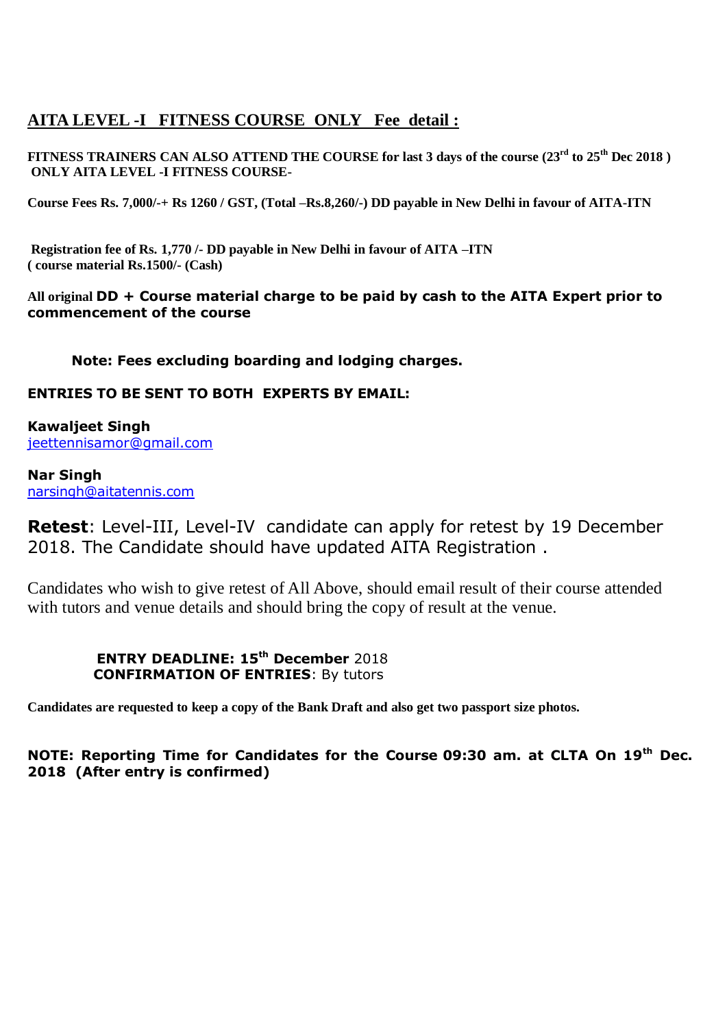## AITA LEVEL -I FITNESS COURSE ONLY Fee detail :

**FITNESS TRAINERS CAN ALSO ATTEND THE COURSE for last 3 days of the course (23rd to 25th Dec 2018 ) ONLY AITA LEVEL -I FITNESS COURSE-**

**Course Fees Rs. 7,000/-+ Rs 1260 / GST, (Total –Rs.8,260/-) DD payable in New Delhi in favour of AITA-ITN**

**Registration fee of Rs. 1,770 /- DD payable in New Delhi in favour of AITA –ITN**
**( course material Rs.1500/- (Cash)**

**All original DD + Course material charge to be paid by cash to the AITA Expert prior to commencement of the course**

**Note: Fees excluding boarding and lodging charges.**

**ENTRIES TO BE SENT TO BOTH EXPERTS BY EMAIL:**

**Kawaljeet Singh**
jeettennisamor@gmail.com

**Nar Singh**
narsingh@aitatennis.com

**Retest**: Level-III, Level-IV candidate can apply for retest by 19 December 2018. The Candidate should have updated AITA Registration .

Candidates who wish to give retest of All Above, should email result of their course attended with tutors and venue details and should bring the copy of result at the venue.

**ENTRY DEADLINE: 15th December** 2018
**CONFIRMATION OF ENTRIES**: By tutors

**Candidates are requested to keep a copy of the Bank Draft and also get two passport size photos.**

**NOTE: Reporting Time for Candidates for the Course 09:30 am. at CLTA On 19th Dec. 2018 (After entry is confirmed)**